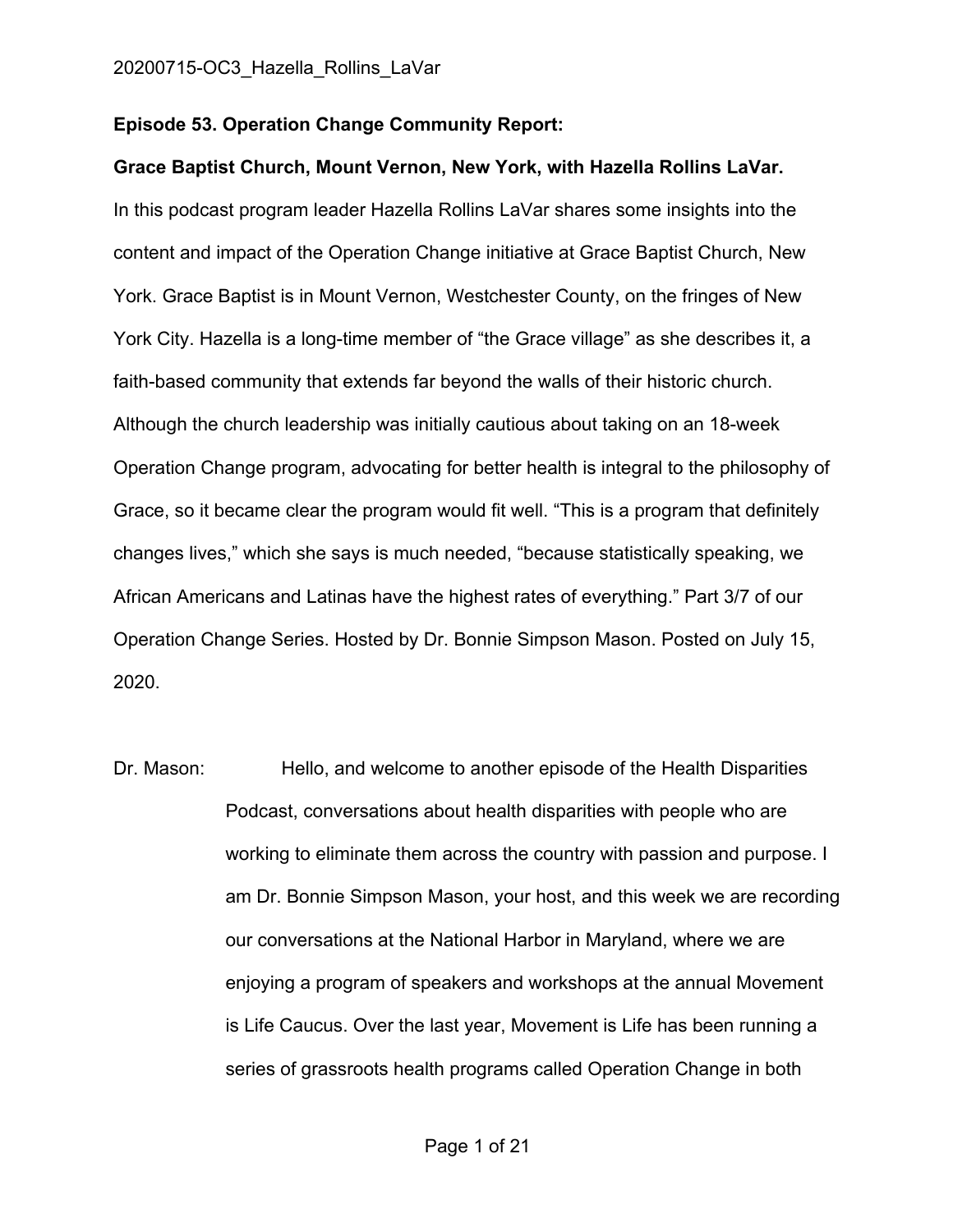**Episode 53. Operation Change Community Report:**

**Grace Baptist Church, Mount Vernon, New York, with Hazella Rollins LaVar.**

In this podcast program leader Hazella Rollins LaVar shares some insights into the content and impact of the Operation Change initiative at Grace Baptist Church, New York. Grace Baptist is in Mount Vernon, Westchester County, on the fringes of New York City. Hazella is a long-time member of "the Grace village" as she describes it, a faith-based community that extends far beyond the walls of their historic church. Although the church leadership was initially cautious about taking on an 18-week Operation Change program, advocating for better health is integral to the philosophy of Grace, so it became clear the program would fit well. "This is a program that definitely changes lives," which she says is much needed, "because statistically speaking, we African Americans and Latinas have the highest rates of everything." Part 3/7 of our Operation Change Series. Hosted by Dr. Bonnie Simpson Mason. Posted on July 15, 2020.

Dr. Mason: Hello, and welcome to another episode of the Health Disparities Podcast, conversations about health disparities with people who are working to eliminate them across the country with passion and purpose. I am Dr. Bonnie Simpson Mason, your host, and this week we are recording our conversations at the National Harbor in Maryland, where we are enjoying a program of speakers and workshops at the annual Movement is Life Caucus. Over the last year, Movement is Life has been running a series of grassroots health programs called Operation Change in both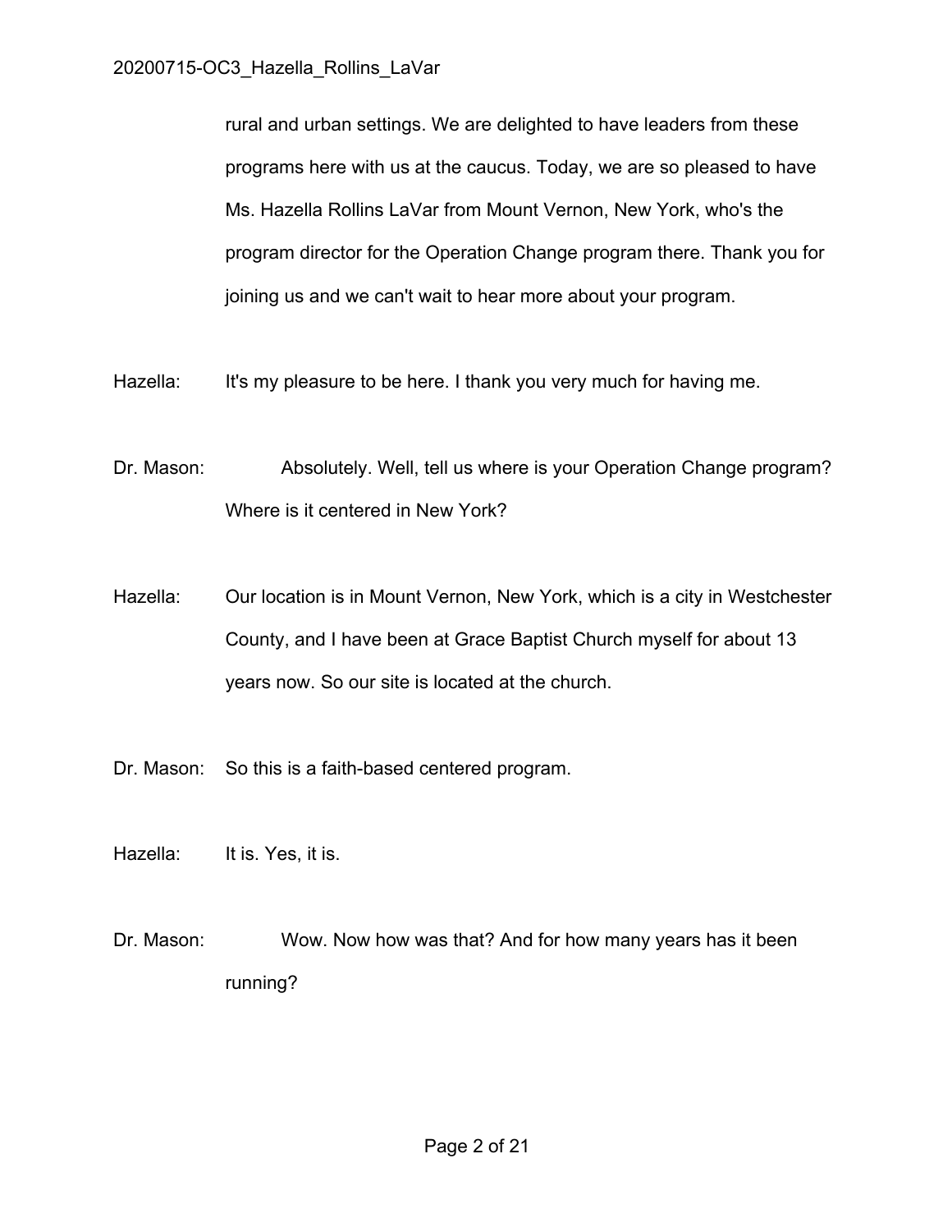rural and urban settings. We are delighted to have leaders from these programs here with us at the caucus. Today, we are so pleased to have Ms. Hazella Rollins LaVar from Mount Vernon, New York, who's the program director for the Operation Change program there. Thank you for joining us and we can't wait to hear more about your program.

Hazella: It's my pleasure to be here. I thank you very much for having me.

Dr. Mason: Absolutely. Well, tell us where is your Operation Change program? Where is it centered in New York?

Hazella: Our location is in Mount Vernon, New York, which is a city in Westchester County, and I have been at Grace Baptist Church myself for about 13 years now. So our site is located at the church.

Dr. Mason: So this is a faith-based centered program.

Hazella: It is. Yes, it is.

Dr. Mason: Wow. Now how was that? And for how many years has it been running?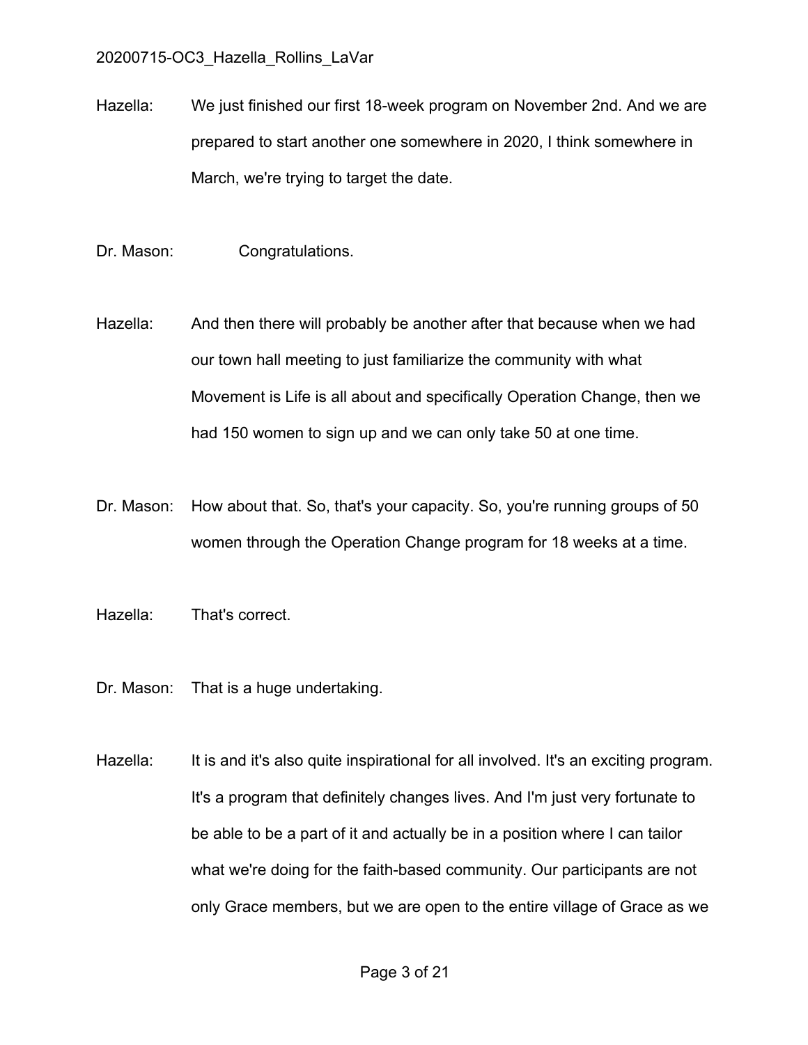Hazella: We just finished our first 18-week program on November 2nd. And we are prepared to start another one somewhere in 2020, I think somewhere in March, we're trying to target the date.

Dr. Mason: Congratulations.

Hazella: And then there will probably be another after that because when we had our town hall meeting to just familiarize the community with what Movement is Life is all about and specifically Operation Change, then we had 150 women to sign up and we can only take 50 at one time.

Dr. Mason: How about that. So, that's your capacity. So, you're running groups of 50 women through the Operation Change program for 18 weeks at a time.

Hazella: That's correct.

Dr. Mason: That is a huge undertaking.

Hazella: It is and it's also quite inspirational for all involved. It's an exciting program. It's a program that definitely changes lives. And I'm just very fortunate to be able to be a part of it and actually be in a position where I can tailor what we're doing for the faith-based community. Our participants are not only Grace members, but we are open to the entire village of Grace as we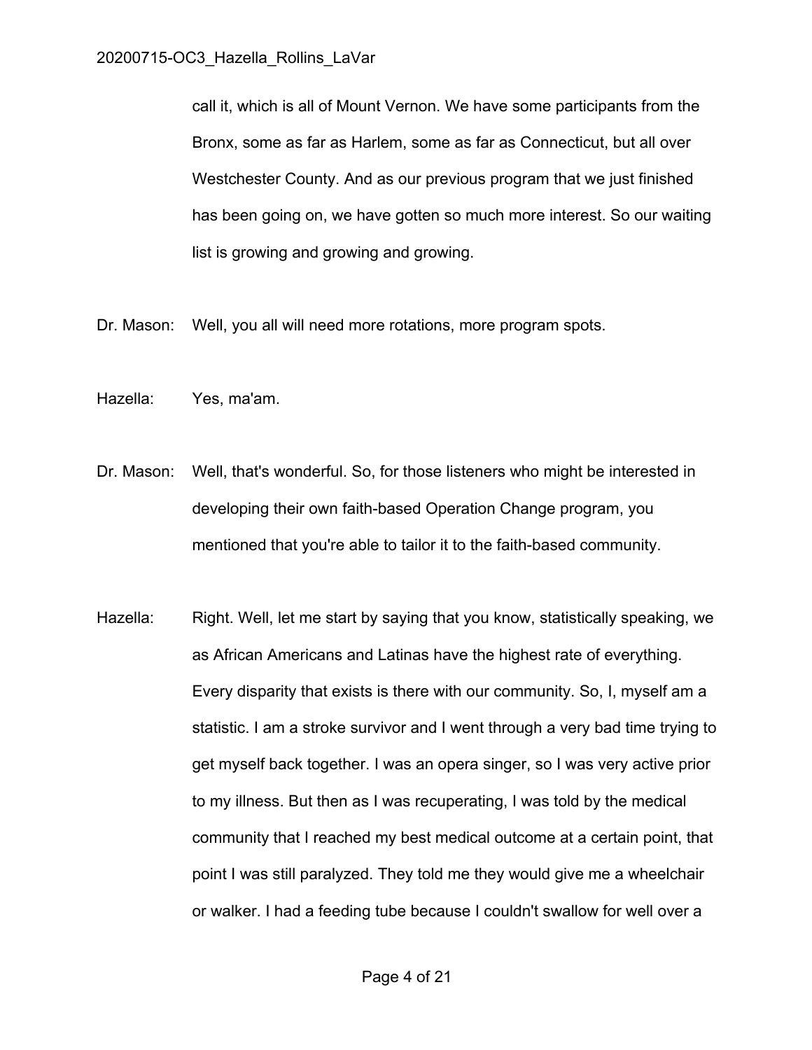call it, which is all of Mount Vernon. We have some participants from the Bronx, some as far as Harlem, some as far as Connecticut, but all over Westchester County. And as our previous program that we just finished has been going on, we have gotten so much more interest. So our waiting list is growing and growing and growing.

Dr. Mason: Well, you all will need more rotations, more program spots.

Hazella: Yes, ma'am.

Dr. Mason: Well, that's wonderful. So, for those listeners who might be interested in developing their own faith-based Operation Change program, you mentioned that you're able to tailor it to the faith-based community.

Hazella: Right. Well, let me start by saying that you know, statistically speaking, we as African Americans and Latinas have the highest rate of everything. Every disparity that exists is there with our community. So, I, myself am a statistic. I am a stroke survivor and I went through a very bad time trying to get myself back together. I was an opera singer, so I was very active prior to my illness. But then as I was recuperating, I was told by the medical community that I reached my best medical outcome at a certain point, that point I was still paralyzed. They told me they would give me a wheelchair or walker. I had a feeding tube because I couldn't swallow for well over a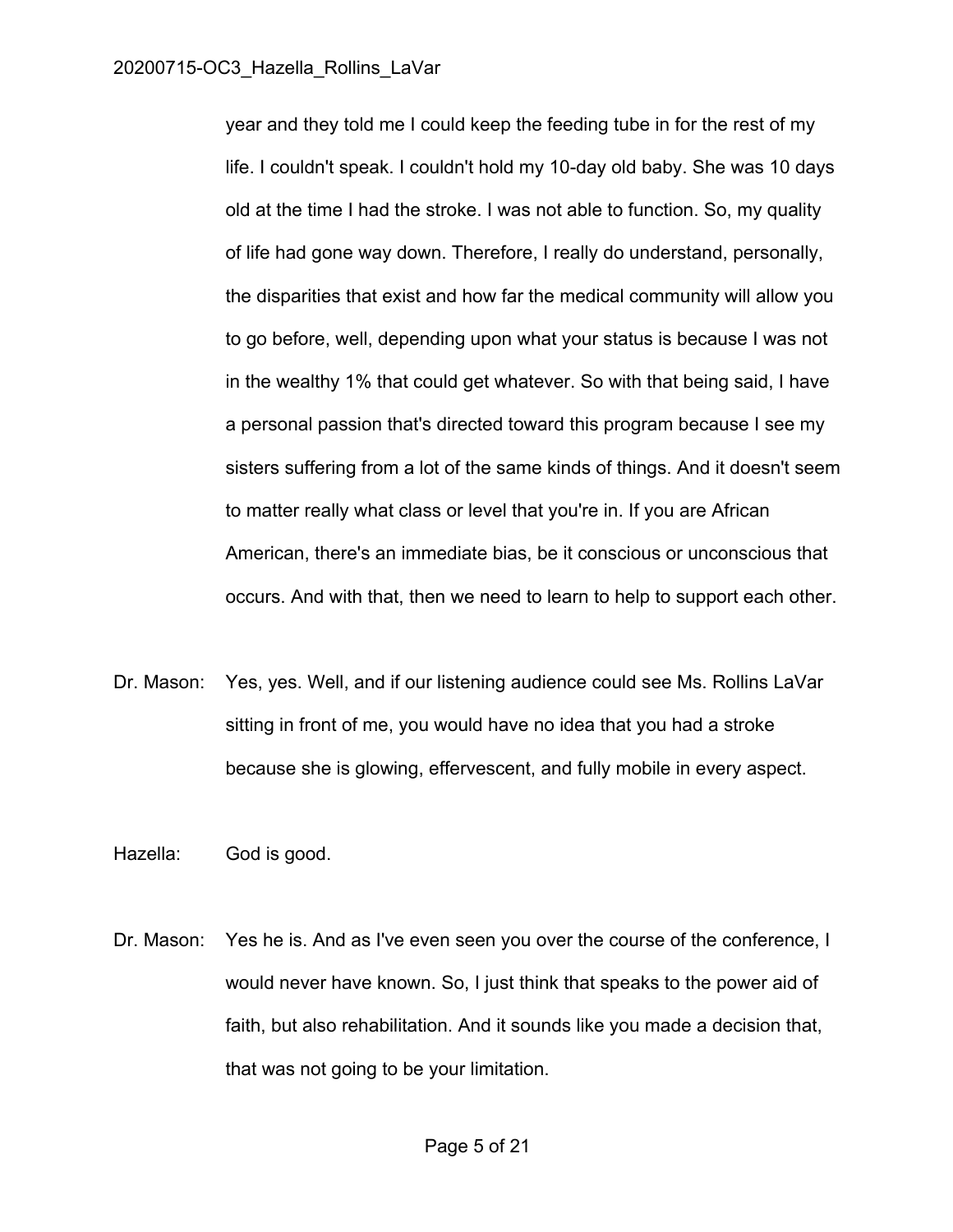year and they told me I could keep the feeding tube in for the rest of my life. I couldn't speak. I couldn't hold my 10-day old baby. She was 10 days old at the time I had the stroke. I was not able to function. So, my quality of life had gone way down. Therefore, I really do understand, personally, the disparities that exist and how far the medical community will allow you to go before, well, depending upon what your status is because I was not in the wealthy 1% that could get whatever. So with that being said, I have a personal passion that's directed toward this program because I see my sisters suffering from a lot of the same kinds of things. And it doesn't seem to matter really what class or level that you're in. If you are African American, there's an immediate bias, be it conscious or unconscious that occurs. And with that, then we need to learn to help to support each other.

Dr. Mason: Yes, yes. Well, and if our listening audience could see Ms. Rollins LaVar sitting in front of me, you would have no idea that you had a stroke because she is glowing, effervescent, and fully mobile in every aspect.

Hazella: God is good.

Dr. Mason: Yes he is. And as I've even seen you over the course of the conference, I would never have known. So, I just think that speaks to the power aid of faith, but also rehabilitation. And it sounds like you made a decision that, that was not going to be your limitation.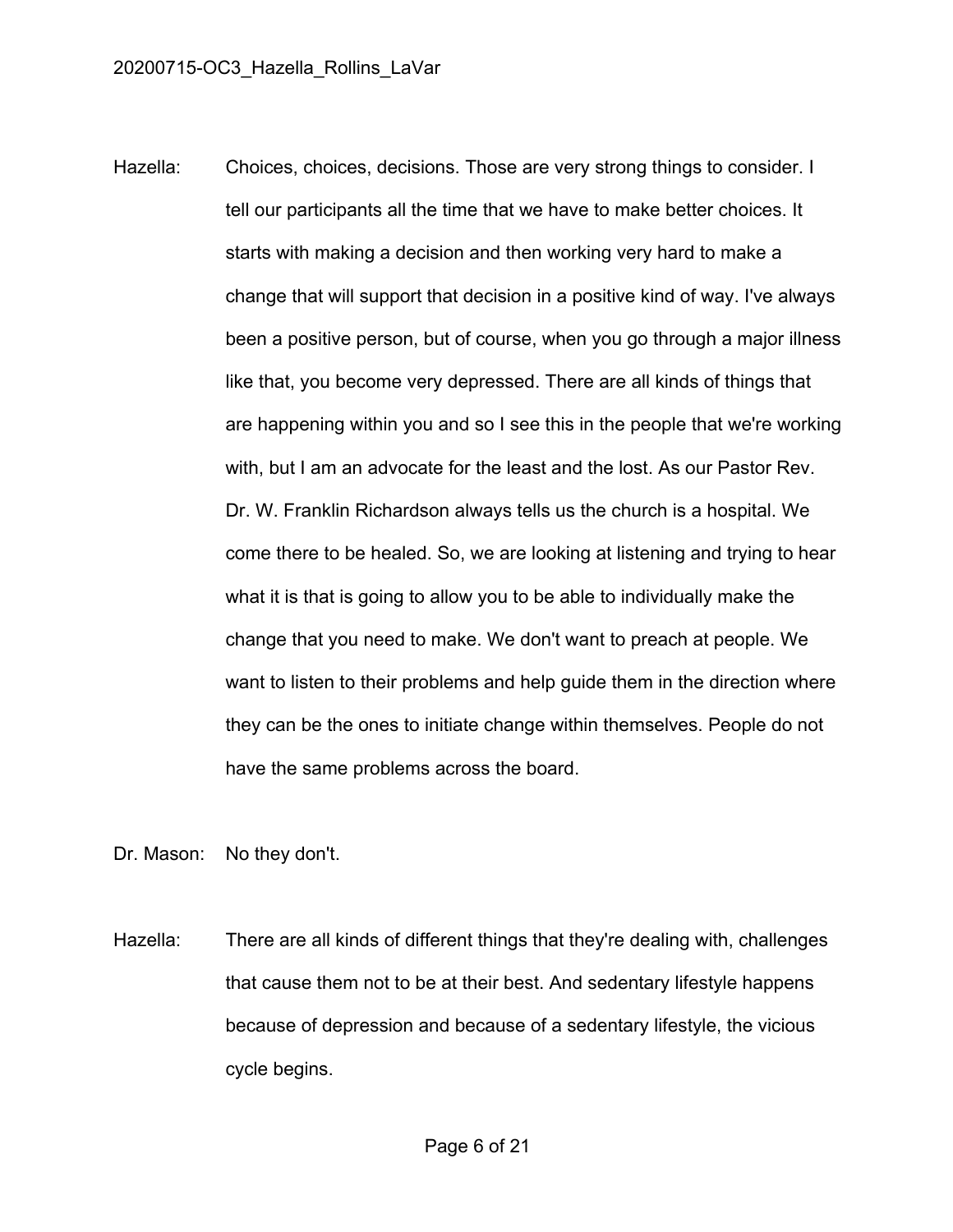Hazella: Choices, choices, decisions. Those are very strong things to consider. I tell our participants all the time that we have to make better choices. It starts with making a decision and then working very hard to make a change that will support that decision in a positive kind of way. I've always been a positive person, but of course, when you go through a major illness like that, you become very depressed. There are all kinds of things that are happening within you and so I see this in the people that we're working with, but I am an advocate for the least and the lost. As our Pastor Rev. Dr. W. Franklin Richardson always tells us the church is a hospital. We come there to be healed. So, we are looking at listening and trying to hear what it is that is going to allow you to be able to individually make the change that you need to make. We don't want to preach at people. We want to listen to their problems and help guide them in the direction where they can be the ones to initiate change within themselves. People do not have the same problems across the board.

Dr. Mason: No they don't.

Hazella: There are all kinds of different things that they're dealing with, challenges that cause them not to be at their best. And sedentary lifestyle happens because of depression and because of a sedentary lifestyle, the vicious cycle begins.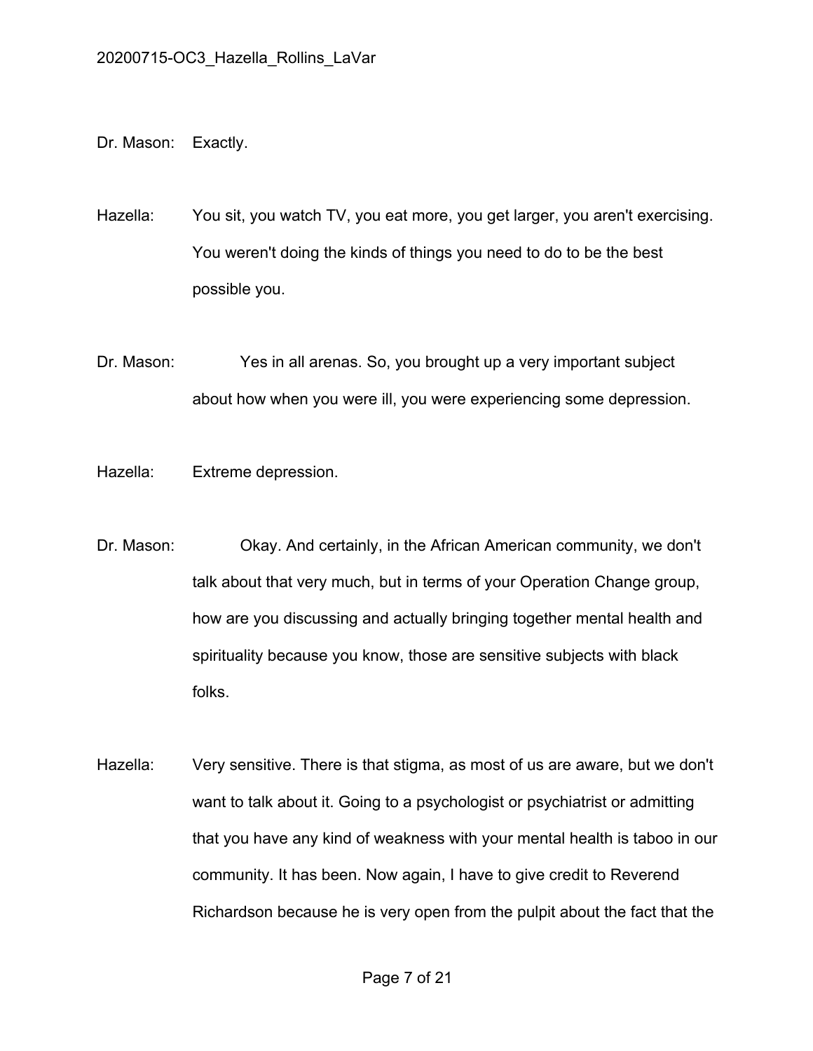Dr. Mason: Exactly.

Hazella: You sit, you watch TV, you eat more, you get larger, you aren't exercising. You weren't doing the kinds of things you need to do to be the best possible you.

Dr. Mason: Yes in all arenas. So, you brought up a very important subject about how when you were ill, you were experiencing some depression.

Hazella: Extreme depression.

Dr. Mason: Okay. And certainly, in the African American community, we don't talk about that very much, but in terms of your Operation Change group, how are you discussing and actually bringing together mental health and spirituality because you know, those are sensitive subjects with black folks.

Hazella: Very sensitive. There is that stigma, as most of us are aware, but we don't want to talk about it. Going to a psychologist or psychiatrist or admitting that you have any kind of weakness with your mental health is taboo in our community. It has been. Now again, I have to give credit to Reverend Richardson because he is very open from the pulpit about the fact that the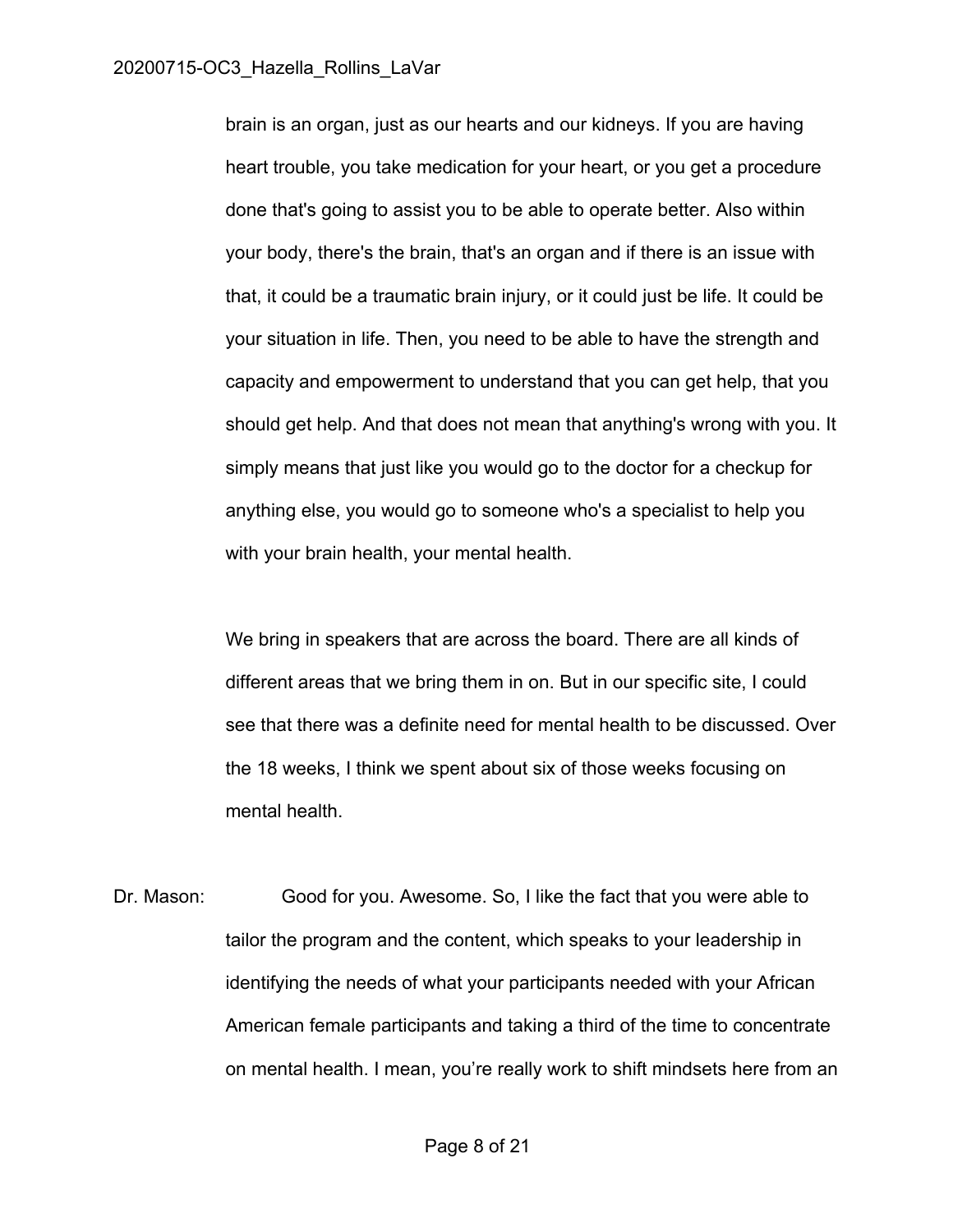brain is an organ, just as our hearts and our kidneys. If you are having heart trouble, you take medication for your heart, or you get a procedure done that's going to assist you to be able to operate better. Also within your body, there's the brain, that's an organ and if there is an issue with that, it could be a traumatic brain injury, or it could just be life. It could be your situation in life. Then, you need to be able to have the strength and capacity and empowerment to understand that you can get help, that you should get help. And that does not mean that anything's wrong with you. It simply means that just like you would go to the doctor for a checkup for anything else, you would go to someone who's a specialist to help you with your brain health, your mental health.

We bring in speakers that are across the board. There are all kinds of different areas that we bring them in on. But in our specific site, I could see that there was a definite need for mental health to be discussed. Over the 18 weeks, I think we spent about six of those weeks focusing on mental health.

Dr. Mason: Good for you. Awesome. So, I like the fact that you were able to tailor the program and the content, which speaks to your leadership in identifying the needs of what your participants needed with your African American female participants and taking a third of the time to concentrate on mental health. I mean, you're really work to shift mindsets here from an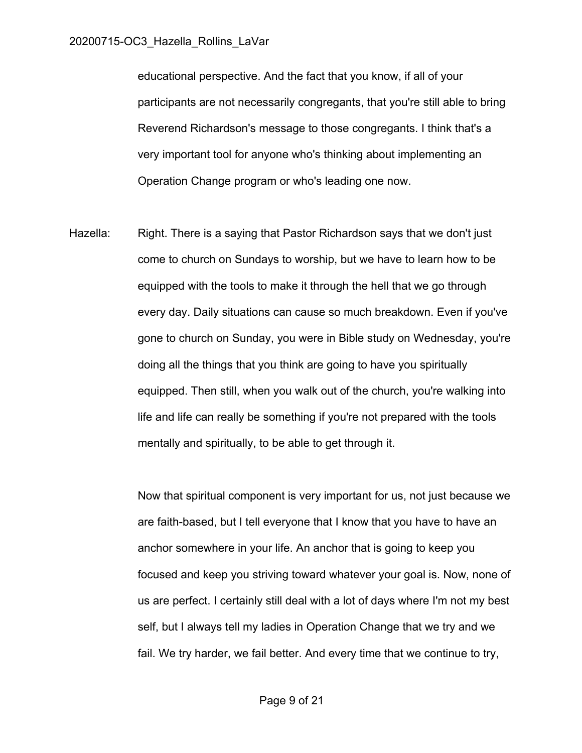educational perspective. And the fact that you know, if all of your participants are not necessarily congregants, that you're still able to bring Reverend Richardson's message to those congregants. I think that's a very important tool for anyone who's thinking about implementing an Operation Change program or who's leading one now.

Hazella: Right. There is a saying that Pastor Richardson says that we don't just come to church on Sundays to worship, but we have to learn how to be equipped with the tools to make it through the hell that we go through every day. Daily situations can cause so much breakdown. Even if you've gone to church on Sunday, you were in Bible study on Wednesday, you're doing all the things that you think are going to have you spiritually equipped. Then still, when you walk out of the church, you're walking into life and life can really be something if you're not prepared with the tools mentally and spiritually, to be able to get through it.

Now that spiritual component is very important for us, not just because we are faith-based, but I tell everyone that I know that you have to have an anchor somewhere in your life. An anchor that is going to keep you focused and keep you striving toward whatever your goal is. Now, none of us are perfect. I certainly still deal with a lot of days where I'm not my best self, but I always tell my ladies in Operation Change that we try and we fail. We try harder, we fail better. And every time that we continue to try,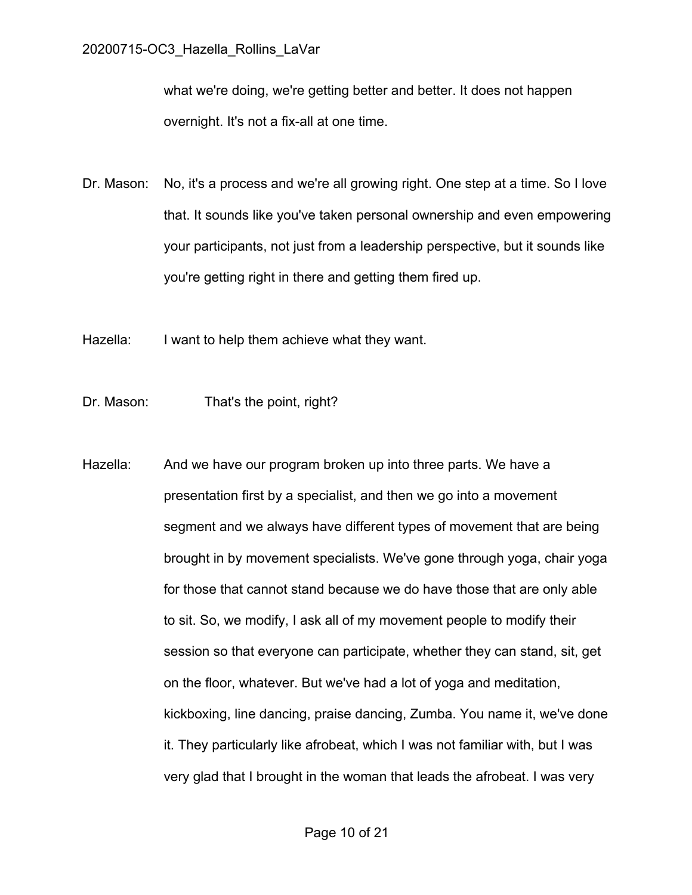what we're doing, we're getting better and better. It does not happen overnight. It's not a fix-all at one time.

Dr. Mason: No, it's a process and we're all growing right. One step at a time. So I love that. It sounds like you've taken personal ownership and even empowering your participants, not just from a leadership perspective, but it sounds like you're getting right in there and getting them fired up.

Hazella: I want to help them achieve what they want.

Dr. Mason: That's the point, right?

Hazella: And we have our program broken up into three parts. We have a presentation first by a specialist, and then we go into a movement segment and we always have different types of movement that are being brought in by movement specialists. We've gone through yoga, chair yoga for those that cannot stand because we do have those that are only able to sit. So, we modify, I ask all of my movement people to modify their session so that everyone can participate, whether they can stand, sit, get on the floor, whatever. But we've had a lot of yoga and meditation, kickboxing, line dancing, praise dancing, Zumba. You name it, we've done it. They particularly like afrobeat, which I was not familiar with, but I was very glad that I brought in the woman that leads the afrobeat. I was very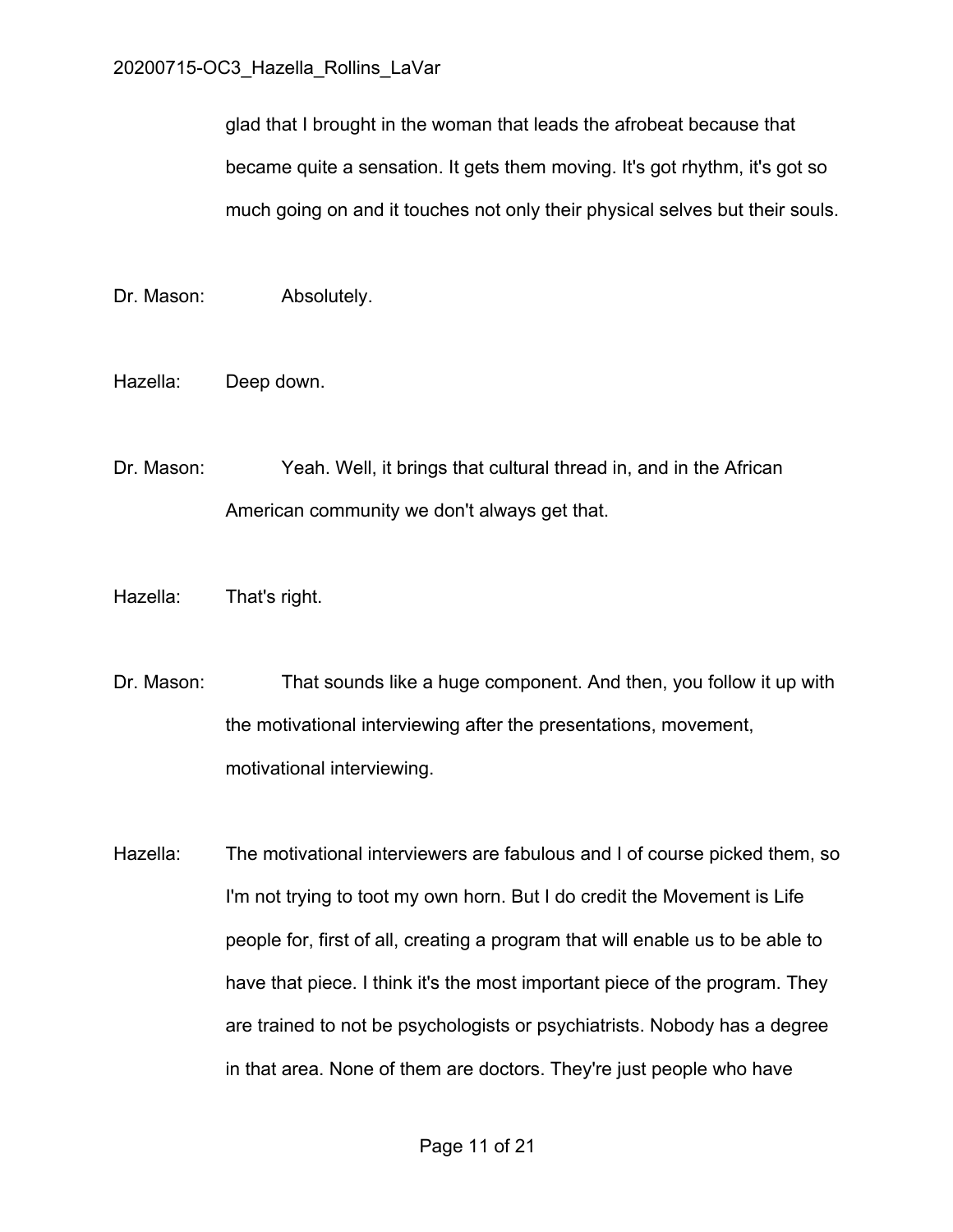glad that I brought in the woman that leads the afrobeat because that became quite a sensation. It gets them moving. It's got rhythm, it's got so much going on and it touches not only their physical selves but their souls.

Dr. Mason: Absolutely.

Hazella: Deep down.

Dr. Mason: Yeah. Well, it brings that cultural thread in, and in the African American community we don't always get that.

Hazella: That's right.

Dr. Mason: That sounds like a huge component. And then, you follow it up with the motivational interviewing after the presentations, movement, motivational interviewing.

Hazella: The motivational interviewers are fabulous and I of course picked them, so I'm not trying to toot my own horn. But I do credit the Movement is Life people for, first of all, creating a program that will enable us to be able to have that piece. I think it's the most important piece of the program. They are trained to not be psychologists or psychiatrists. Nobody has a degree in that area. None of them are doctors. They're just people who have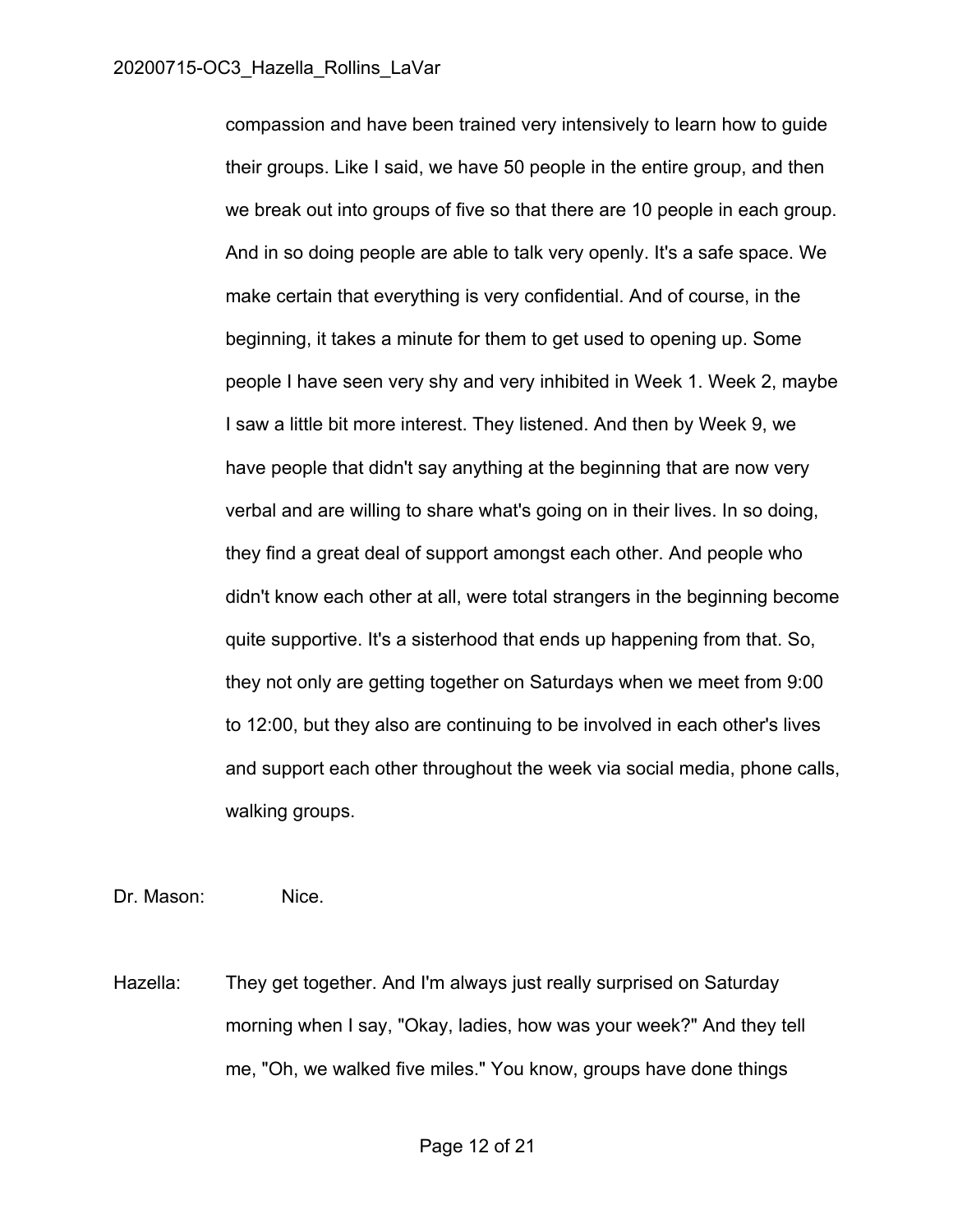compassion and have been trained very intensively to learn how to guide their groups. Like I said, we have 50 people in the entire group, and then we break out into groups of five so that there are 10 people in each group. And in so doing people are able to talk very openly. It's a safe space. We make certain that everything is very confidential. And of course, in the beginning, it takes a minute for them to get used to opening up. Some people I have seen very shy and very inhibited in Week 1. Week 2, maybe I saw a little bit more interest. They listened. And then by Week 9, we have people that didn't say anything at the beginning that are now very verbal and are willing to share what's going on in their lives. In so doing, they find a great deal of support amongst each other. And people who didn't know each other at all, were total strangers in the beginning become quite supportive. It's a sisterhood that ends up happening from that. So, they not only are getting together on Saturdays when we meet from 9:00 to 12:00, but they also are continuing to be involved in each other's lives and support each other throughout the week via social media, phone calls, walking groups.

Dr. Mason: Nice.

Hazella: They get together. And I'm always just really surprised on Saturday morning when I say, "Okay, ladies, how was your week?" And they tell me, "Oh, we walked five miles." You know, groups have done things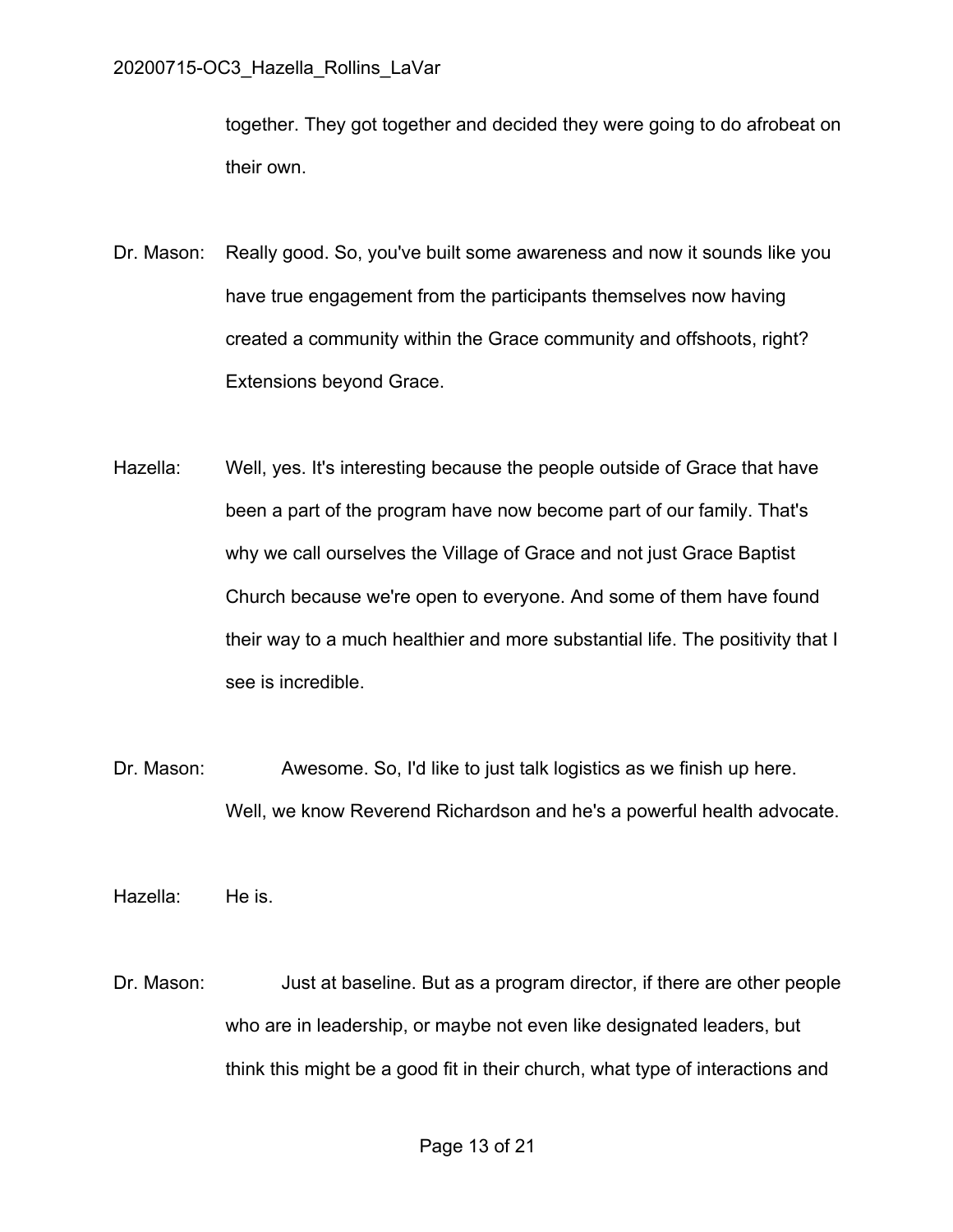together. They got together and decided they were going to do afrobeat on their own.

Dr. Mason: Really good. So, you've built some awareness and now it sounds like you have true engagement from the participants themselves now having created a community within the Grace community and offshoots, right? Extensions beyond Grace.

Hazella: Well, yes. It's interesting because the people outside of Grace that have been a part of the program have now become part of our family. That's why we call ourselves the Village of Grace and not just Grace Baptist Church because we're open to everyone. And some of them have found their way to a much healthier and more substantial life. The positivity that I see is incredible.

Dr. Mason: Awesome. So, I'd like to just talk logistics as we finish up here. Well, we know Reverend Richardson and he's a powerful health advocate.

Hazella: He is.

Dr. Mason: Just at baseline. But as a program director, if there are other people who are in leadership, or maybe not even like designated leaders, but think this might be a good fit in their church, what type of interactions and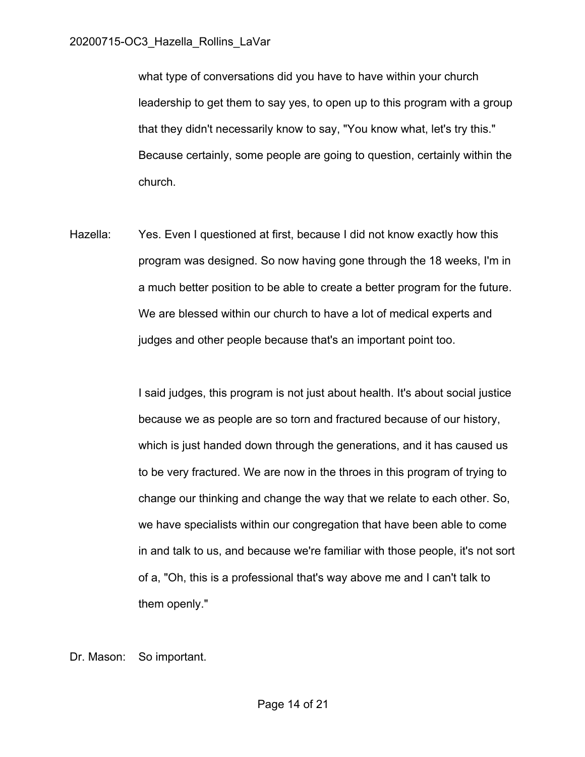what type of conversations did you have to have within your church leadership to get them to say yes, to open up to this program with a group that they didn't necessarily know to say, "You know what, let's try this." Because certainly, some people are going to question, certainly within the church.

Hazella: Yes. Even I questioned at first, because I did not know exactly how this program was designed. So now having gone through the 18 weeks, I'm in a much better position to be able to create a better program for the future. We are blessed within our church to have a lot of medical experts and judges and other people because that's an important point too.

I said judges, this program is not just about health. It's about social justice because we as people are so torn and fractured because of our history, which is just handed down through the generations, and it has caused us to be very fractured. We are now in the throes in this program of trying to change our thinking and change the way that we relate to each other. So, we have specialists within our congregation that have been able to come in and talk to us, and because we're familiar with those people, it's not sort of a, "Oh, this is a professional that's way above me and I can't talk to them openly."

Dr. Mason: So important.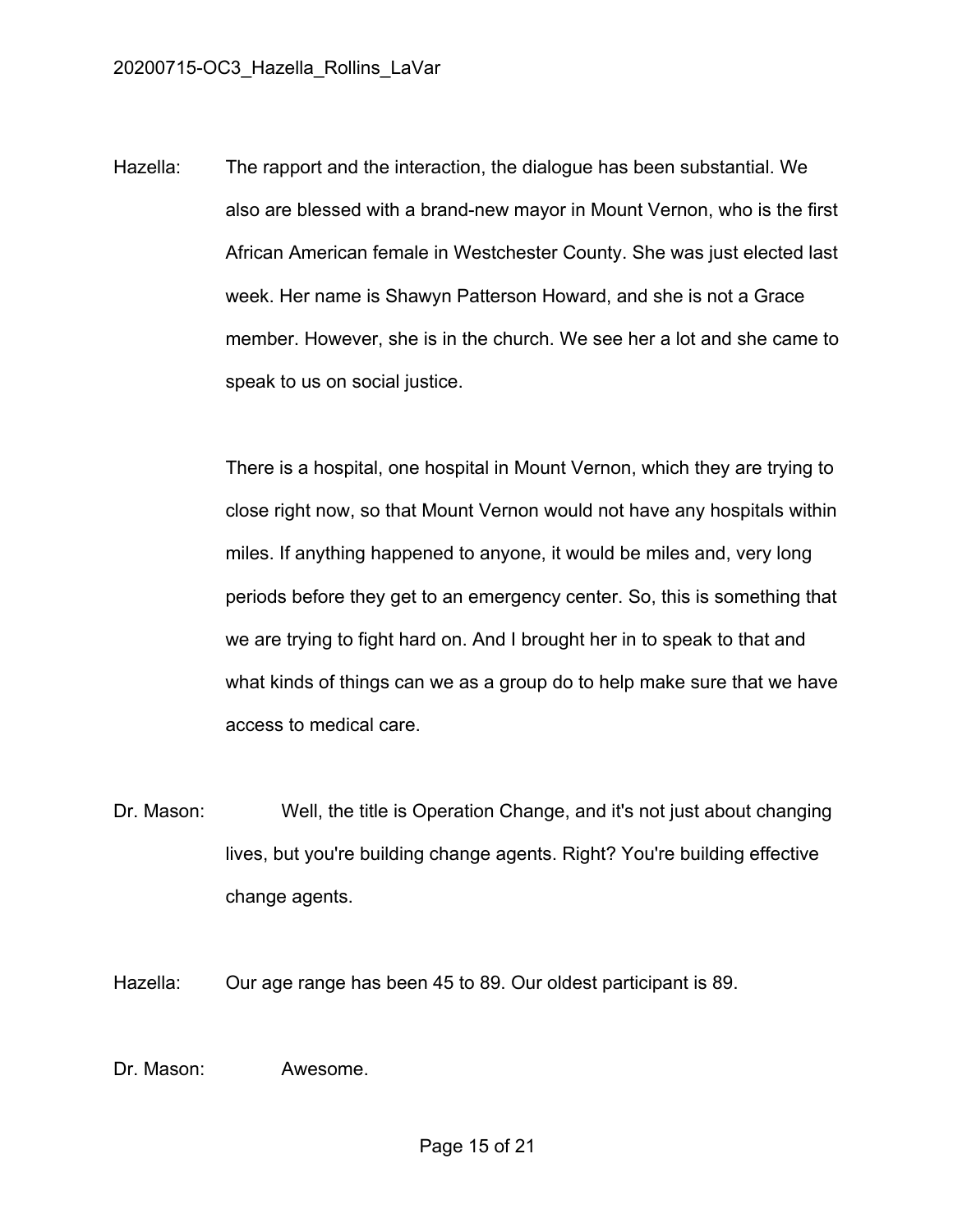Hazella: The rapport and the interaction, the dialogue has been substantial. We also are blessed with a brand-new mayor in Mount Vernon, who is the first African American female in Westchester County. She was just elected last week. Her name is Shawyn Patterson Howard, and she is not a Grace member. However, she is in the church. We see her a lot and she came to speak to us on social justice.

There is a hospital, one hospital in Mount Vernon, which they are trying to close right now, so that Mount Vernon would not have any hospitals within miles. If anything happened to anyone, it would be miles and, very long periods before they get to an emergency center. So, this is something that we are trying to fight hard on. And I brought her in to speak to that and what kinds of things can we as a group do to help make sure that we have access to medical care.

Dr. Mason: Well, the title is Operation Change, and it's not just about changing lives, but you're building change agents. Right? You're building effective change agents.

Hazella: Our age range has been 45 to 89. Our oldest participant is 89.

Dr. Mason: Awesome.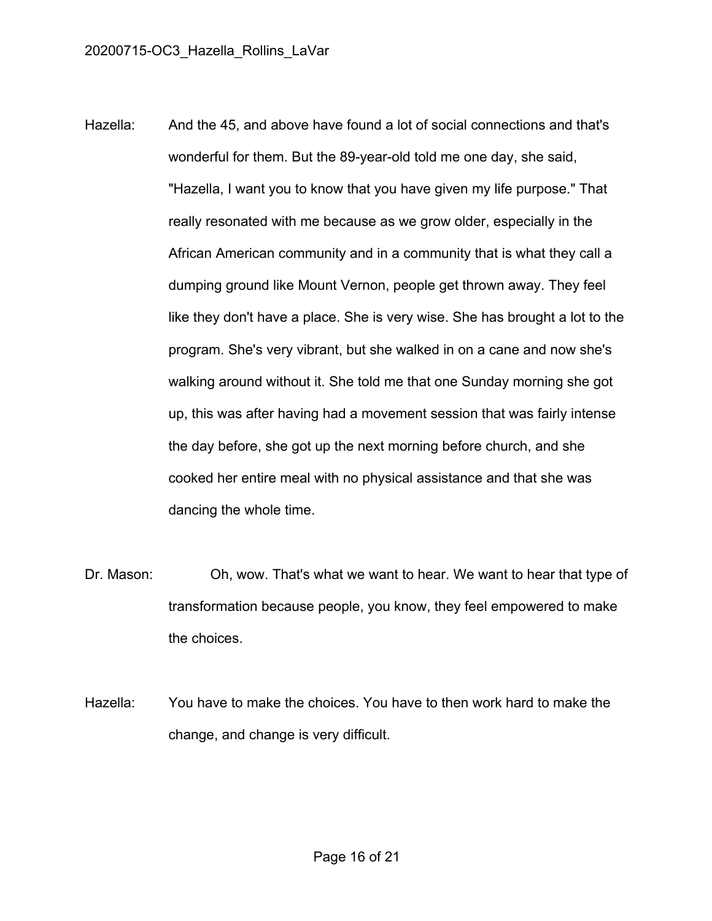Hazella: And the 45, and above have found a lot of social connections and that's wonderful for them. But the 89-year-old told me one day, she said, "Hazella, I want you to know that you have given my life purpose." That really resonated with me because as we grow older, especially in the African American community and in a community that is what they call a dumping ground like Mount Vernon, people get thrown away. They feel like they don't have a place. She is very wise. She has brought a lot to the program. She's very vibrant, but she walked in on a cane and now she's walking around without it. She told me that one Sunday morning she got up, this was after having had a movement session that was fairly intense the day before, she got up the next morning before church, and she cooked her entire meal with no physical assistance and that she was dancing the whole time.

Dr. Mason: Oh, wow. That's what we want to hear. We want to hear that type of transformation because people, you know, they feel empowered to make the choices.

Hazella: You have to make the choices. You have to then work hard to make the change, and change is very difficult.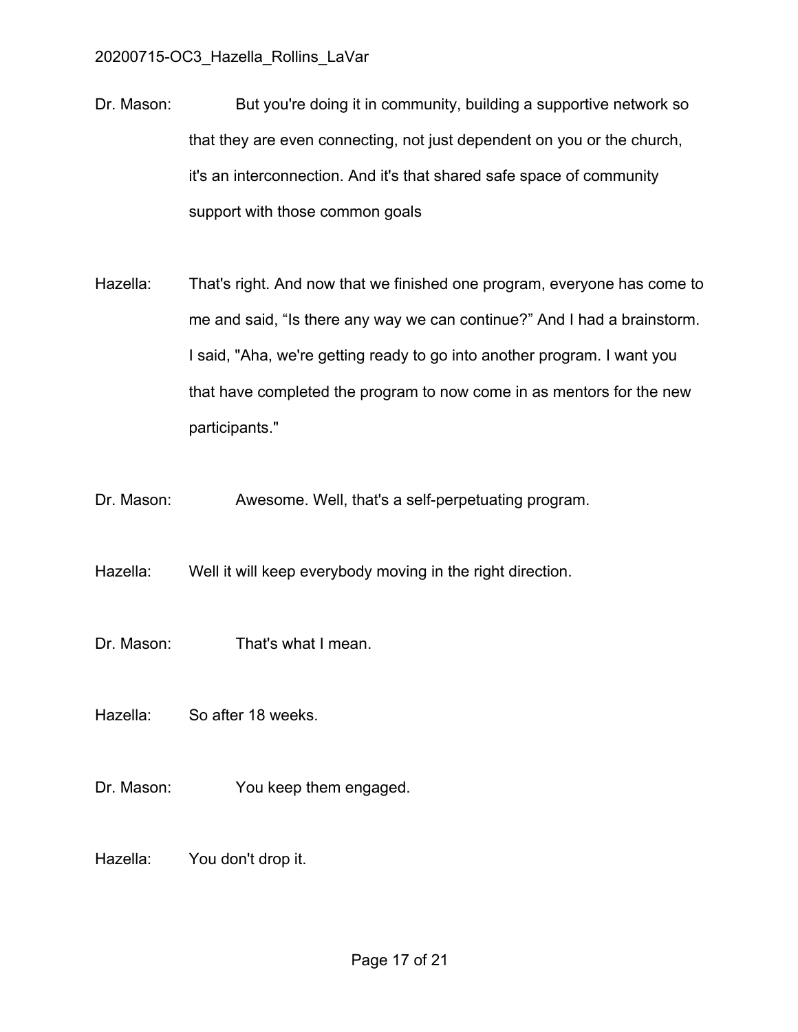Dr. Mason: But you're doing it in community, building a supportive network so that they are even connecting, not just dependent on you or the church, it's an interconnection. And it's that shared safe space of community support with those common goals

Hazella: That's right. And now that we finished one program, everyone has come to me and said, “Is there any way we can continue?” And I had a brainstorm. I said, "Aha, we're getting ready to go into another program. I want you that have completed the program to now come in as mentors for the new participants."

Dr. Mason: Awesome. Well, that's a self-perpetuating program.

Hazella: Well it will keep everybody moving in the right direction.

Dr. Mason: That's what I mean.

Hazella: So after 18 weeks.

Dr. Mason: You keep them engaged.

Hazella: You don't drop it.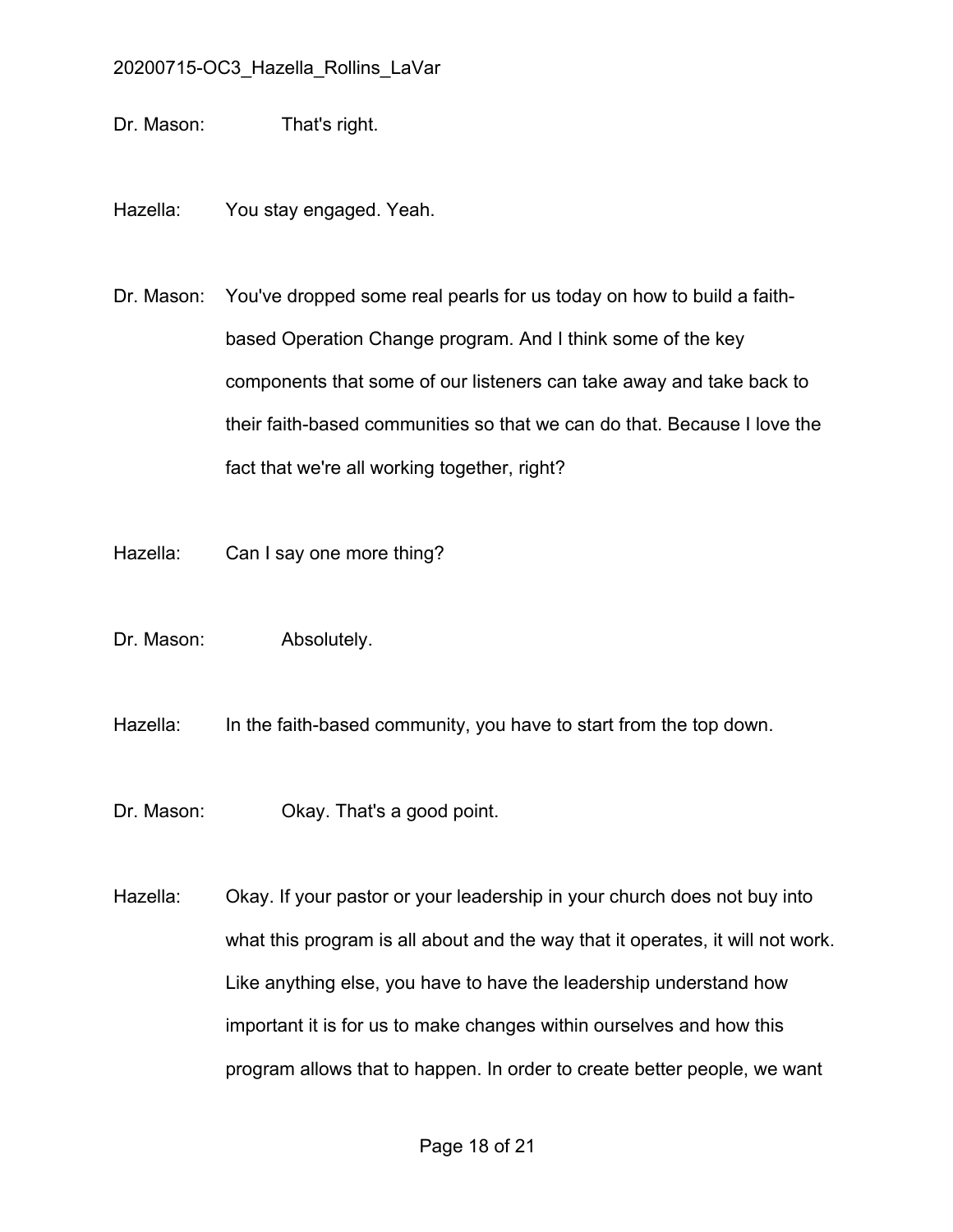Dr. Mason: That's right.

Hazella: You stay engaged. Yeah.

Dr. Mason: You've dropped some real pearls for us today on how to build a faith-based Operation Change program. And I think some of the key components that some of our listeners can take away and take back to their faith-based communities so that we can do that. Because I love the fact that we're all working together, right?

Hazella: Can I say one more thing?

Dr. Mason: Absolutely.

Hazella: In the faith-based community, you have to start from the top down.

Dr. Mason: Okay. That's a good point.

Hazella: Okay. If your pastor or your leadership in your church does not buy into what this program is all about and the way that it operates, it will not work. Like anything else, you have to have the leadership understand how important it is for us to make changes within ourselves and how this program allows that to happen. In order to create better people, we want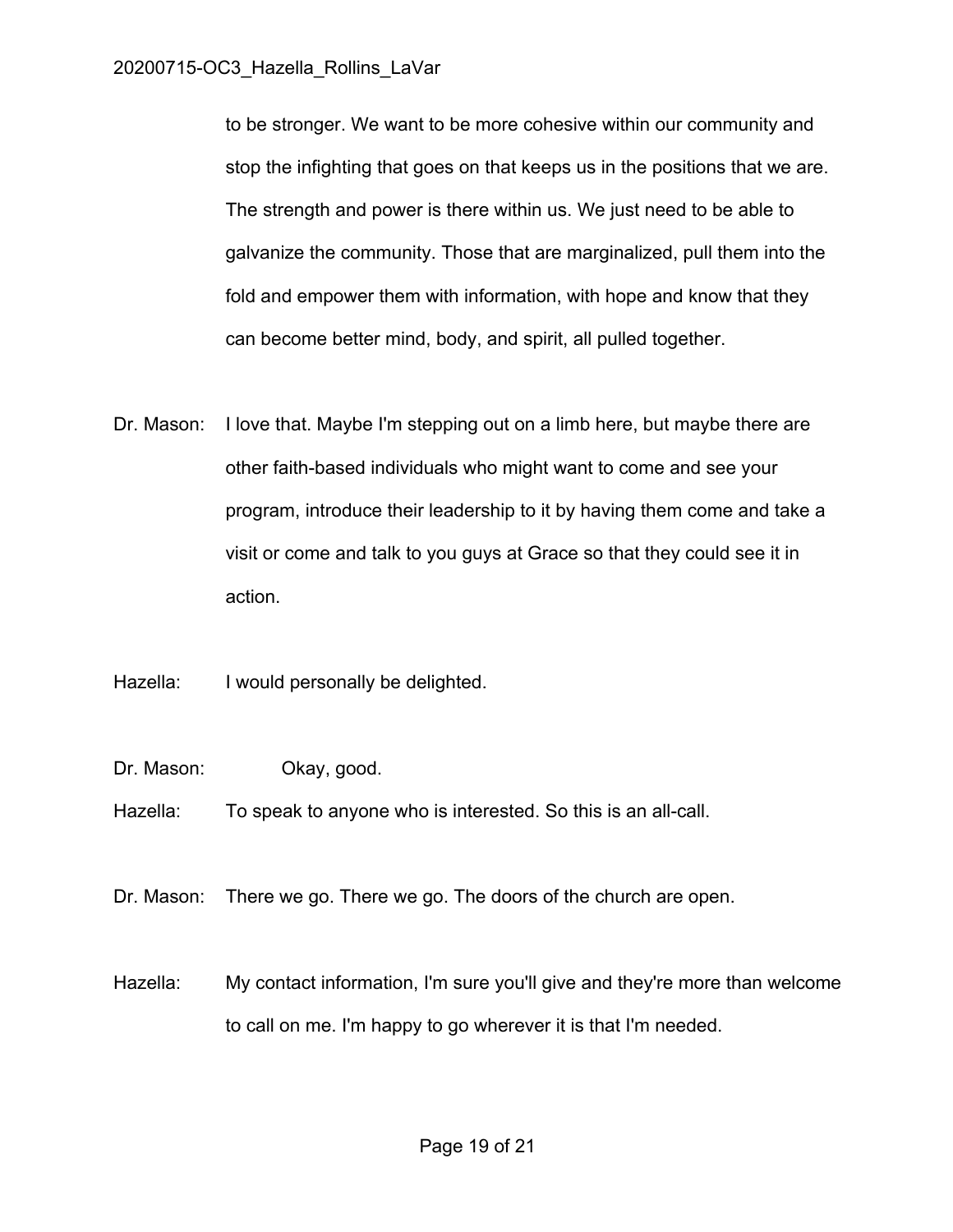to be stronger. We want to be more cohesive within our community and stop the infighting that goes on that keeps us in the positions that we are. The strength and power is there within us. We just need to be able to galvanize the community. Those that are marginalized, pull them into the fold and empower them with information, with hope and know that they can become better mind, body, and spirit, all pulled together.

Dr. Mason: I love that. Maybe I'm stepping out on a limb here, but maybe there are other faith-based individuals who might want to come and see your program, introduce their leadership to it by having them come and take a visit or come and talk to you guys at Grace so that they could see it in action.

Hazella: I would personally be delighted.

Dr. Mason: Okay, good.

Hazella: To speak to anyone who is interested. So this is an all-call.

Dr. Mason: There we go. There we go. The doors of the church are open.

Hazella: My contact information, I'm sure you'll give and they're more than welcome to call on me. I'm happy to go wherever it is that I'm needed.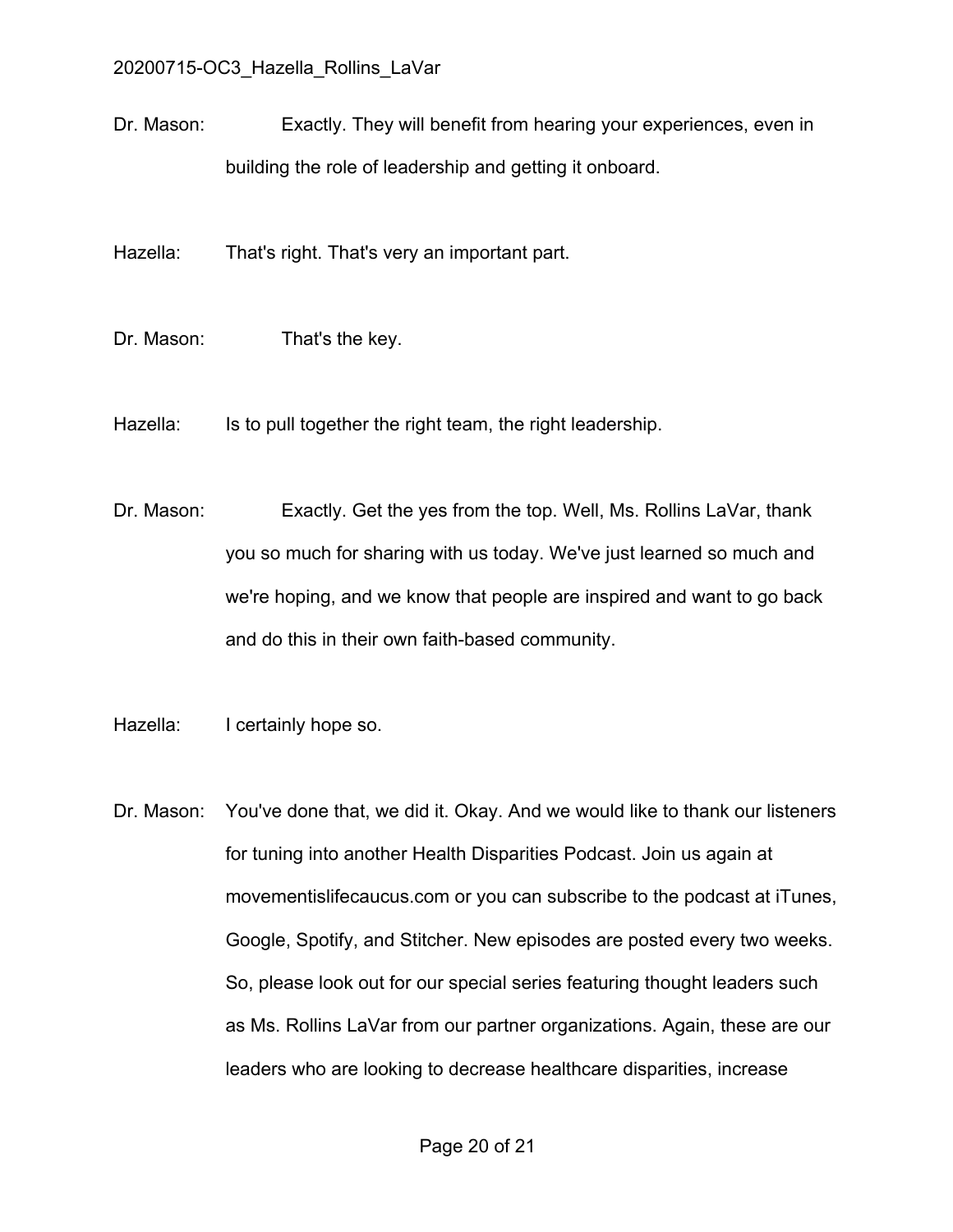Dr. Mason: Exactly. They will benefit from hearing your experiences, even in building the role of leadership and getting it onboard.

Hazella: That's right. That's very an important part.

Dr. Mason: That's the key.

Hazella: Is to pull together the right team, the right leadership.

Dr. Mason: Exactly. Get the yes from the top. Well, Ms. Rollins LaVar, thank you so much for sharing with us today. We've just learned so much and we're hoping, and we know that people are inspired and want to go back and do this in their own faith-based community.

Hazella: I certainly hope so.

Dr. Mason: You've done that, we did it. Okay. And we would like to thank our listeners for tuning into another Health Disparities Podcast. Join us again at movementislifecaucus.com or you can subscribe to the podcast at iTunes, Google, Spotify, and Stitcher. New episodes are posted every two weeks. So, please look out for our special series featuring thought leaders such as Ms. Rollins LaVar from our partner organizations. Again, these are our leaders who are looking to decrease healthcare disparities, increase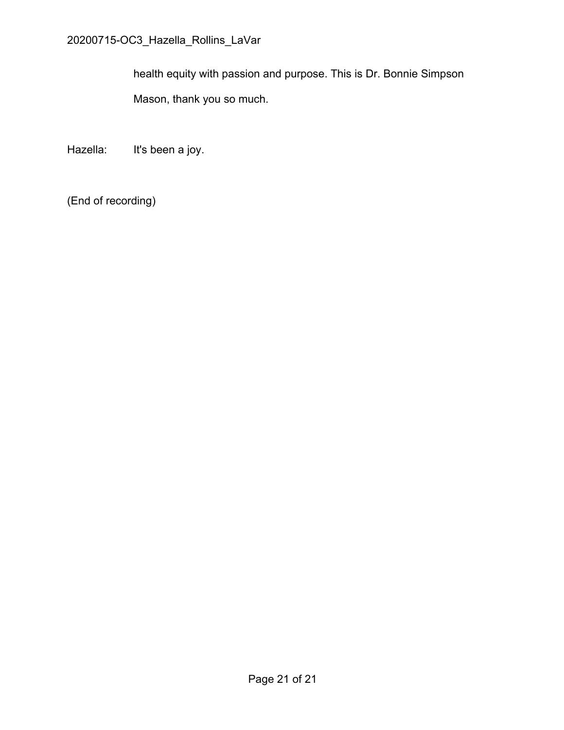health equity with passion and purpose. This is Dr. Bonnie Simpson Mason, thank you so much.

Hazella: It's been a joy.

(End of recording)